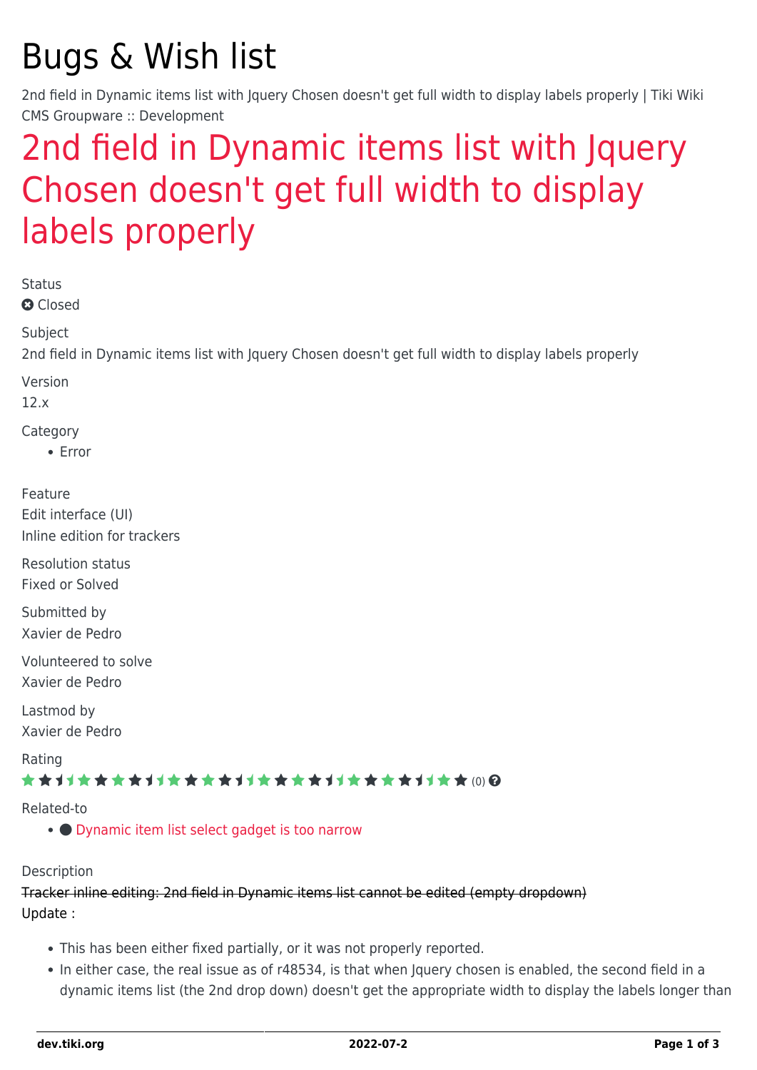# Bugs & Wish list

2nd field in Dynamic items list with Jquery Chosen doesn't get full width to display labels properly | Tiki Wiki CMS Groupware :: Development

## 2nd field in Dynamic items list with Jquery Chosen doesn't get full width to display labels properly

Status
Closed

Subject
2nd field in Dynamic items list with Jquery Chosen doesn't get full width to display labels properly

Version
12.x

Category
- Error

Feature
Edit interface (UI)
Inline edition for trackers

Resolution status
Fixed or Solved

Submitted by
Xavier de Pedro

Volunteered to solve
Xavier de Pedro

Lastmod by
Xavier de Pedro

Rating
(0)

Related-to
- Dynamic item list select gadget is too narrow

Description
~~Tracker inline editing: 2nd field in Dynamic items list cannot be edited (empty dropdown)~~
Update :

- This has been either fixed partially, or it was not properly reported.
- In either case, the real issue as of r48534, is that when Jquery chosen is enabled, the second field in a dynamic items list (the 2nd drop down) doesn't get the appropriate width to display the labels longer than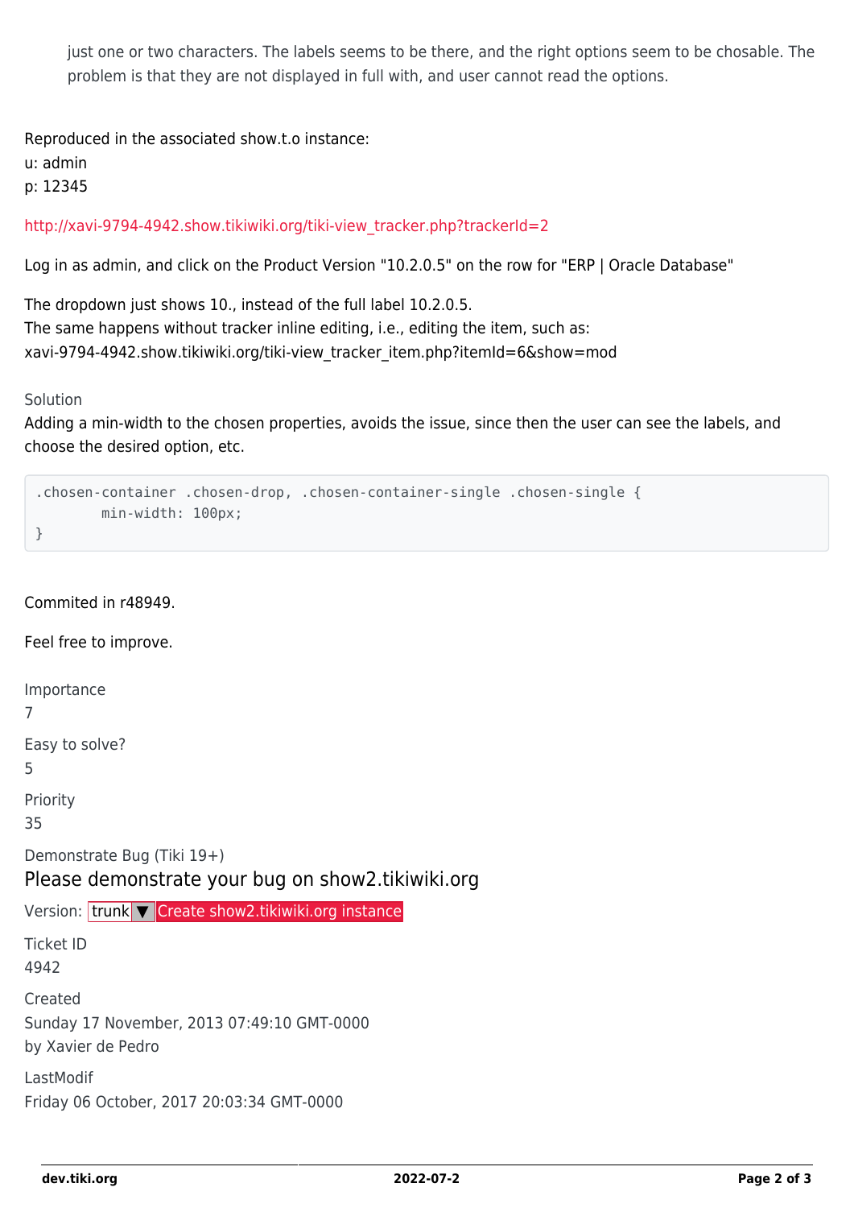> just one or two characters. The labels seems to be there, and the right options seem to be chosable. The problem is that they are not displayed in full with, and user cannot read the options.

Reproduced in the associated show.t.o instance:
u: admin
p: 12345

http://xavi-9794-4942.show.tikiwiki.org/tiki-view_tracker.php?trackerId=2

Log in as admin, and click on the Product Version "10.2.0.5" on the row for "ERP | Oracle Database"

The dropdown just shows 10., instead of the full label 10.2.0.5.
The same happens without tracker inline editing, i.e., editing the item, such as:
xavi-9794-4942.show.tikiwiki.org/tiki-view_tracker_item.php?itemId=6&show=mod

Solution
Adding a min-width to the chosen properties, avoids the issue, since then the user can see the labels, and choose the desired option, etc.

```
.chosen-container .chosen-drop, .chosen-container-single .chosen-single {
        min-width: 100px;
}
```

Commited in r48949.

Feel free to improve.

Importance
7

Easy to solve?
5

Priority
35

Demonstrate Bug (Tiki 19+)
Please demonstrate your bug on show2.tikiwiki.org

Version: trunk ▼ Create show2.tikiwiki.org instance

Ticket ID
4942

Created
Sunday 17 November, 2013 07:49:10 GMT-0000
by Xavier de Pedro

LastModif
Friday 06 October, 2017 20:03:34 GMT-0000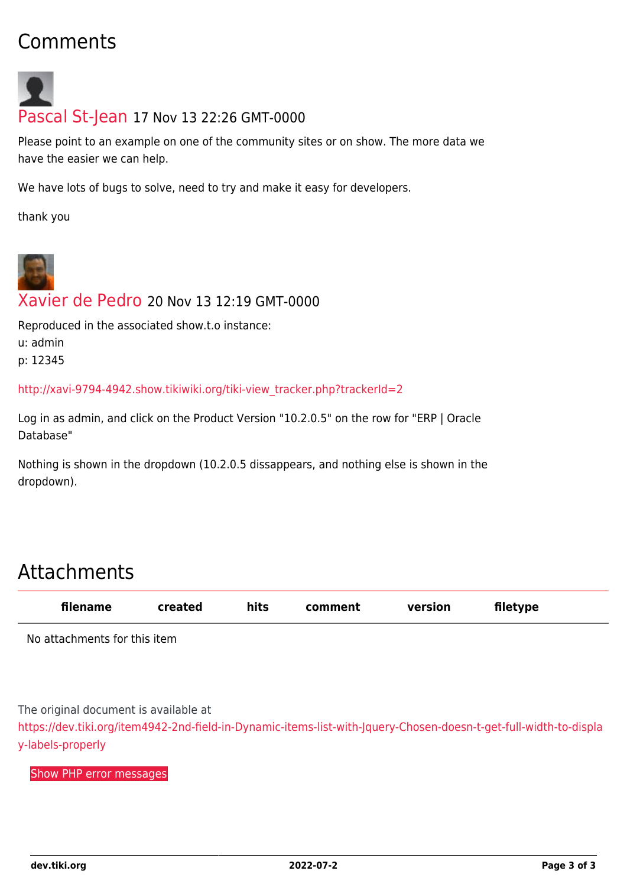## Comments

Pascal St-Jean 17 Nov 13 22:26 GMT-0000

Please point to an example on one of the community sites or on show. The more data we have the easier we can help.

We have lots of bugs to solve, need to try and make it easy for developers.

thank you

Xavier de Pedro 20 Nov 13 12:19 GMT-0000

Reproduced in the associated show.t.o instance:
u: admin
p: 12345

http://xavi-9794-4942.show.tikiwiki.org/tiki-view_tracker.php?trackerId=2

Log in as admin, and click on the Product Version "10.2.0.5" on the row for "ERP | Oracle Database"

Nothing is shown in the dropdown (10.2.0.5 dissappears, and nothing else is shown in the dropdown).

## Attachments

| filename | created | hits | comment | version | filetype |
|---|---|---|---|---|---|
| No attachments for this item | | | | | |

The original document is available at https://dev.tiki.org/item4942-2nd-field-in-Dynamic-items-list-with-Jquery-Chosen-doesn-t-get-full-width-to-display-labels-properly

Show PHP error messages